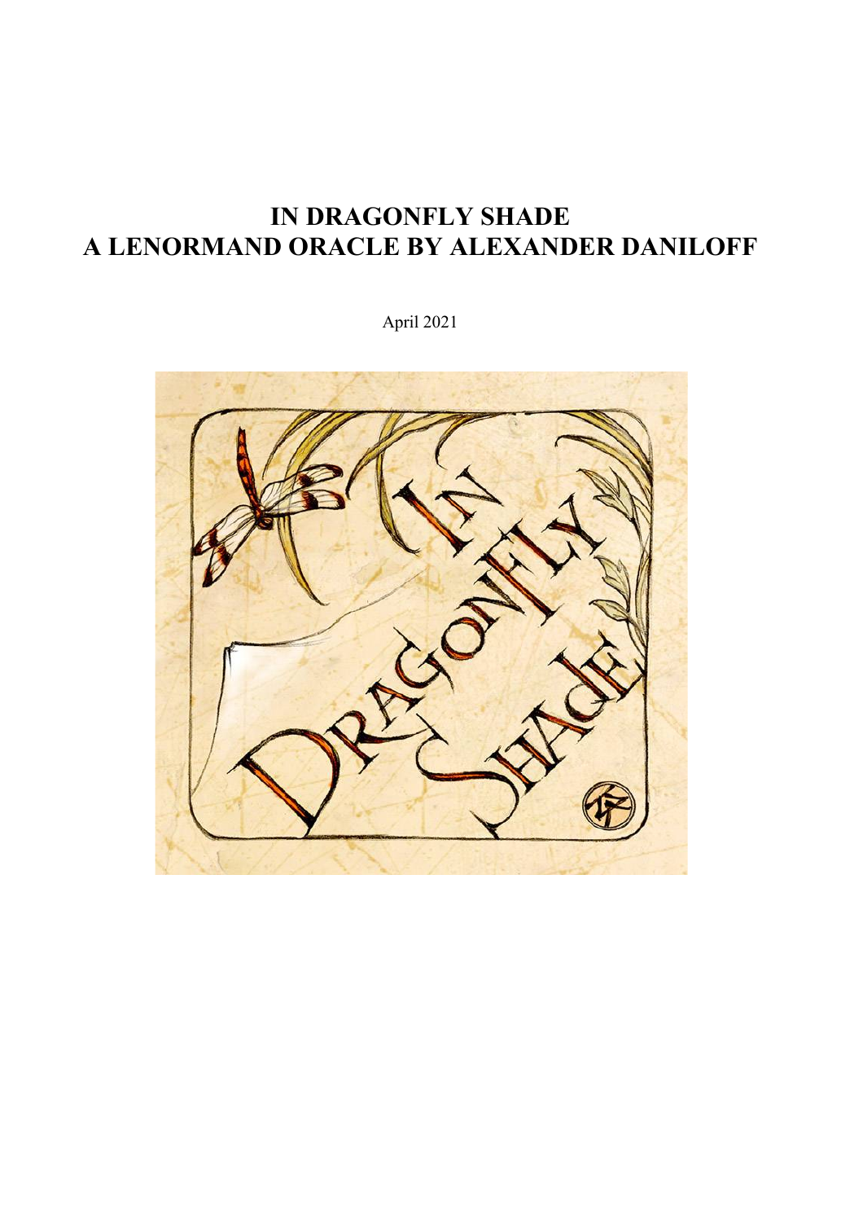# IN DRAGONFLY SHADE
# A LENORMAND ORACLE BY ALEXANDER DANILOFF

April 2021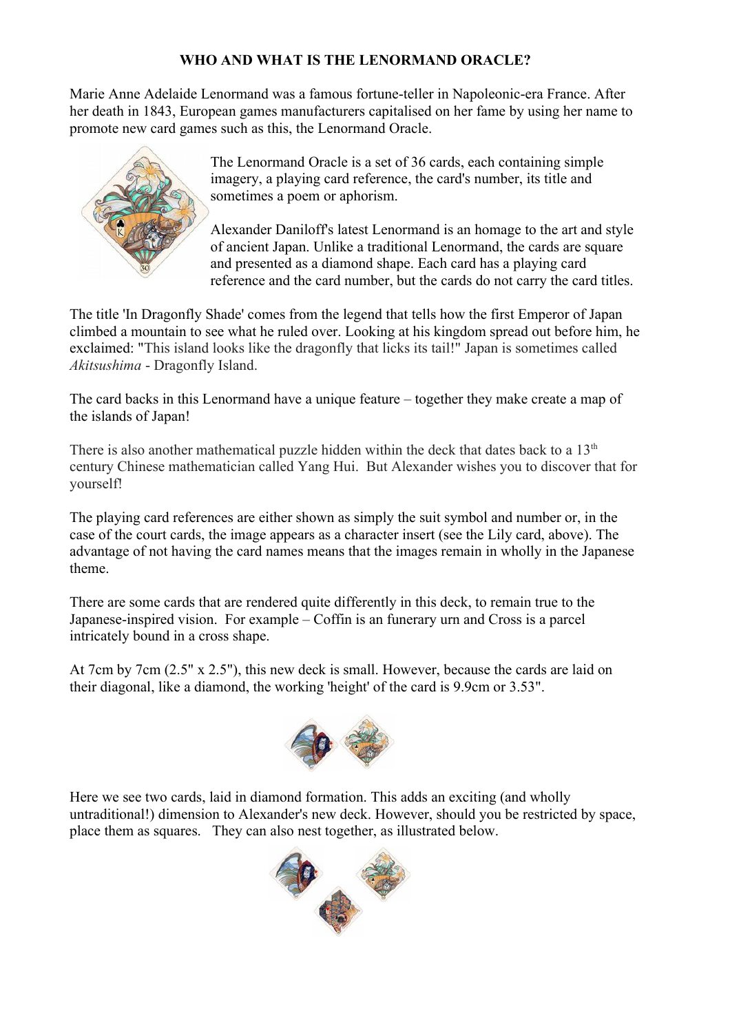**WHO AND WHAT IS THE LENORMAND ORACLE?**

Marie Anne Adelaide Lenormand was a famous fortune-teller in Napoleonic-era France. After her death in 1843, European games manufacturers capitalised on her fame by using her name to promote new card games such as this, the Lenormand Oracle.

The Lenormand Oracle is a set of 36 cards, each containing simple imagery, a playing card reference, the card's number, its title and sometimes a poem or aphorism.

Alexander Daniloff's latest Lenormand is an homage to the art and style of ancient Japan. Unlike a traditional Lenormand, the cards are square and presented as a diamond shape. Each card has a playing card reference and the card number, but the cards do not carry the card titles.

The title 'In Dragonfly Shade' comes from the legend that tells how the first Emperor of Japan climbed a mountain to see what he ruled over. Looking at his kingdom spread out before him, he exclaimed: "This island looks like the dragonfly that licks its tail!" Japan is sometimes called *Akitsushima* - Dragonfly Island.

The card backs in this Lenormand have a unique feature – together they make create a map of the islands of Japan!

There is also another mathematical puzzle hidden within the deck that dates back to a 13th century Chinese mathematician called Yang Hui. But Alexander wishes you to discover that for yourself!

The playing card references are either shown as simply the suit symbol and number or, in the case of the court cards, the image appears as a character insert (see the Lily card, above). The advantage of not having the card names means that the images remain in wholly in the Japanese theme.

There are some cards that are rendered quite differently in this deck, to remain true to the Japanese-inspired vision. For example – Coffin is an funerary urn and Cross is a parcel intricately bound in a cross shape.

At 7cm by 7cm (2.5" x 2.5"), this new deck is small. However, because the cards are laid on their diagonal, like a diamond, the working 'height' of the card is 9.9cm or 3.53".

Here we see two cards, laid in diamond formation. This adds an exciting (and wholly untraditional!) dimension to Alexander's new deck. However, should you be restricted by space, place them as squares. They can also nest together, as illustrated below.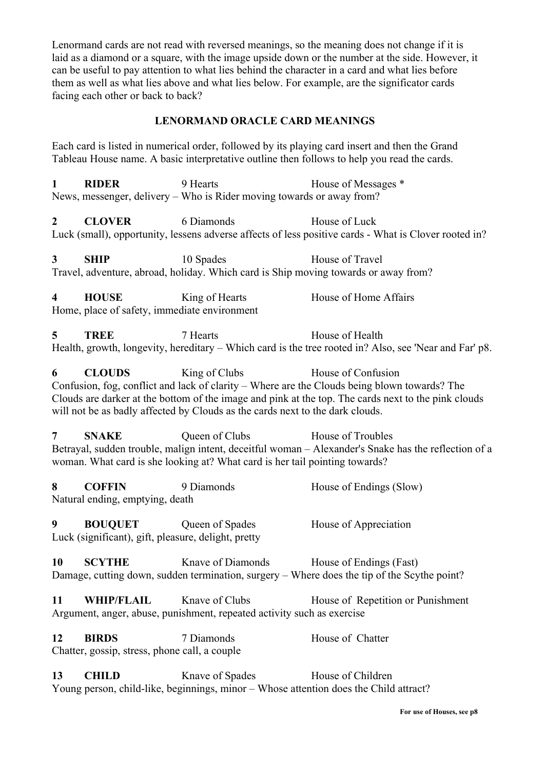Lenormand cards are not read with reversed meanings, so the meaning does not change if it is laid as a diamond or a square, with the image upside down or the number at the side. However, it can be useful to pay attention to what lies behind the character in a card and what lies before them as well as what lies above and what lies below. For example, are the significator cards facing each other or back to back?

## LENORMAND ORACLE CARD MEANINGS

Each card is listed in numerical order, followed by its playing card insert and then the Grand Tableau House name. A basic interpretative outline then follows to help you read the cards.

**1 RIDER** 9 Hearts House of Messages *
News, messenger, delivery – Who is Rider moving towards or away from?

**2 CLOVER** 6 Diamonds House of Luck
Luck (small), opportunity, lessens adverse affects of less positive cards - What is Clover rooted in?

**3 SHIP** 10 Spades House of Travel
Travel, adventure, abroad, holiday. Which card is Ship moving towards or away from?

**4 HOUSE** King of Hearts House of Home Affairs
Home, place of safety, immediate environment

**5 TREE** 7 Hearts House of Health
Health, growth, longevity, hereditary – Which card is the tree rooted in? Also, see 'Near and Far' p8.

**6 CLOUDS** King of Clubs House of Confusion
Confusion, fog, conflict and lack of clarity – Where are the Clouds being blown towards? The Clouds are darker at the bottom of the image and pink at the top. The cards next to the pink clouds will not be as badly affected by Clouds as the cards next to the dark clouds.

**7 SNAKE** Queen of Clubs House of Troubles
Betrayal, sudden trouble, malign intent, deceitful woman – Alexander's Snake has the reflection of a woman. What card is she looking at? What card is her tail pointing towards?

**8 COFFIN** 9 Diamonds House of Endings (Slow)
Natural ending, emptying, death

**9 BOUQUET** Queen of Spades House of Appreciation
Luck (significant), gift, pleasure, delight, pretty

**10 SCYTHE** Knave of Diamonds House of Endings (Fast)
Damage, cutting down, sudden termination, surgery – Where does the tip of the Scythe point?

**11 WHIP/FLAIL** Knave of Clubs House of Repetition or Punishment
Argument, anger, abuse, punishment, repeated activity such as exercise

**12 BIRDS** 7 Diamonds House of Chatter
Chatter, gossip, stress, phone call, a couple

**13 CHILD** Knave of Spades House of Children
Young person, child-like, beginnings, minor – Whose attention does the Child attract?

**For use of Houses, see p8**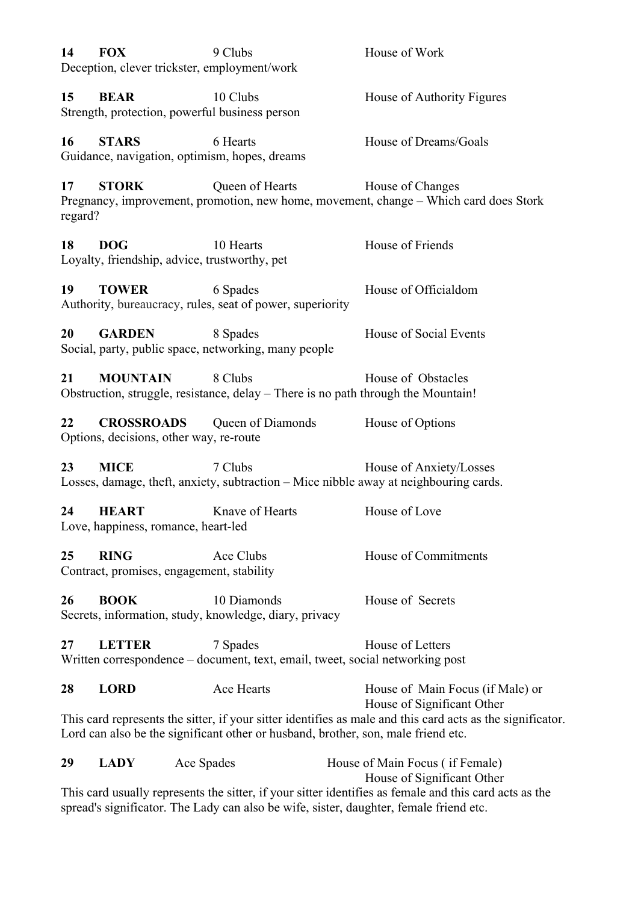**14 FOX** 9 Clubs House of Work
Deception, clever trickster, employment/work

**15 BEAR** 10 Clubs House of Authority Figures
Strength, protection, powerful business person

**16 STARS** 6 Hearts House of Dreams/Goals
Guidance, navigation, optimism, hopes, dreams

**17 STORK** Queen of Hearts House of Changes
Pregnancy, improvement, promotion, new home, movement, change – Which card does Stork regard?

**18 DOG** 10 Hearts House of Friends
Loyalty, friendship, advice, trustworthy, pet

**19 TOWER** 6 Spades House of Officialdom
Authority, bureaucracy, rules, seat of power, superiority

**20 GARDEN** 8 Spades House of Social Events
Social, party, public space, networking, many people

**21 MOUNTAIN** 8 Clubs House of Obstacles
Obstruction, struggle, resistance, delay – There is no path through the Mountain!

**22 CROSSROADS** Queen of Diamonds House of Options
Options, decisions, other way, re-route

**23 MICE** 7 Clubs House of Anxiety/Losses
Losses, damage, theft, anxiety, subtraction – Mice nibble away at neighbouring cards.

**24 HEART** Knave of Hearts House of Love
Love, happiness, romance, heart-led

**25 RING** Ace Clubs House of Commitments
Contract, promises, engagement, stability

**26 BOOK** 10 Diamonds House of Secrets
Secrets, information, study, knowledge, diary, privacy

**27 LETTER** 7 Spades House of Letters
Written correspondence – document, text, email, tweet, social networking post

**28 LORD** Ace Hearts House of Main Focus (if Male) or House of Significant Other
This card represents the sitter, if your sitter identifies as male and this card acts as the significator. Lord can also be the significant other or husband, brother, son, male friend etc.

**29 LADY** Ace Spades House of Main Focus ( if Female) House of Significant Other
This card usually represents the sitter, if your sitter identifies as female and this card acts as the spread's significator. The Lady can also be wife, sister, daughter, female friend etc.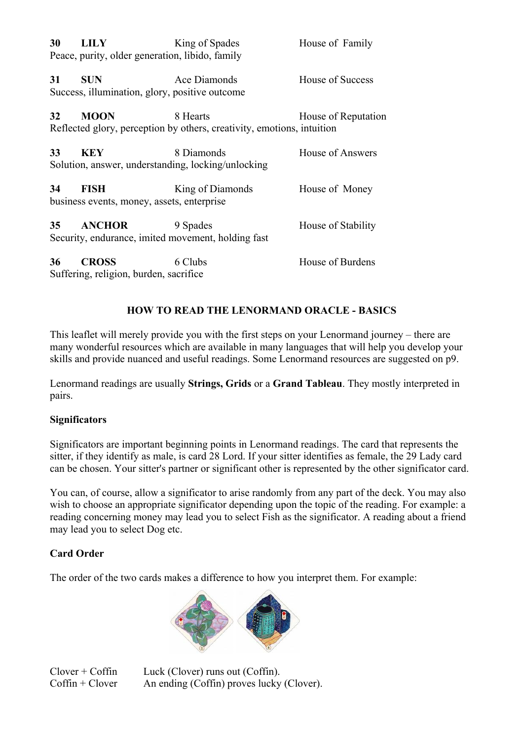**30 LILY** King of Spades House of Family
Peace, purity, older generation, libido, family

**31 SUN** Ace Diamonds House of Success
Success, illumination, glory, positive outcome

**32 MOON** 8 Hearts House of Reputation
Reflected glory, perception by others, creativity, emotions, intuition

**33 KEY** 8 Diamonds House of Answers
Solution, answer, understanding, locking/unlocking

**34 FISH** King of Diamonds House of Money
business events, money, assets, enterprise

**35 ANCHOR** 9 Spades House of Stability
Security, endurance, imited movement, holding fast

**36 CROSS** 6 Clubs House of Burdens
Suffering, religion, burden, sacrifice

## HOW TO READ THE LENORMAND ORACLE - BASICS

This leaflet will merely provide you with the first steps on your Lenormand journey – there are many wonderful resources which are available in many languages that will help you develop your skills and provide nuanced and useful readings. Some Lenormand resources are suggested on p9.

Lenormand readings are usually **Strings, Grids** or a **Grand Tableau**. They mostly interpreted in pairs.

### Significators

Significators are important beginning points in Lenormand readings. The card that represents the sitter, if they identify as male, is card 28 Lord. If your sitter identifies as female, the 29 Lady card can be chosen. Your sitter's partner or significant other is represented by the other significator card.

You can, of course, allow a significator to arise randomly from any part of the deck. You may also wish to choose an appropriate significator depending upon the topic of the reading. For example: a reading concerning money may lead you to select Fish as the significator. A reading about a friend may lead you to select Dog etc.

### Card Order

The order of the two cards makes a difference to how you interpret them. For example:

| | |
|---|---|
| Clover + Coffin | Luck (Clover) runs out (Coffin). |
| Coffin + Clover | An ending (Coffin) proves lucky (Clover). |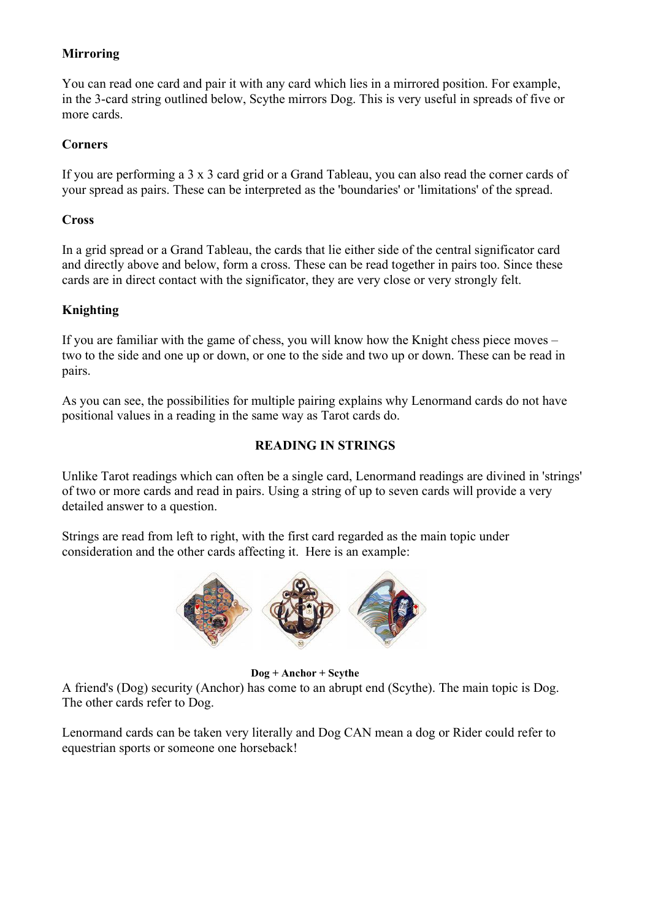**Mirroring**

You can read one card and pair it with any card which lies in a mirrored position. For example, in the 3-card string outlined below, Scythe mirrors Dog. This is very useful in spreads of five or more cards.

**Corners**

If you are performing a 3 x 3 card grid or a Grand Tableau, you can also read the corner cards of your spread as pairs. These can be interpreted as the 'boundaries' or 'limitations' of the spread.

**Cross**

In a grid spread or a Grand Tableau, the cards that lie either side of the central significator card and directly above and below, form a cross. These can be read together in pairs too. Since these cards are in direct contact with the significator, they are very close or very strongly felt.

**Knighting**

If you are familiar with the game of chess, you will know how the Knight chess piece moves – two to the side and one up or down, or one to the side and two up or down. These can be read in pairs.

As you can see, the possibilities for multiple pairing explains why Lenormand cards do not have positional values in a reading in the same way as Tarot cards do.

## READING IN STRINGS

Unlike Tarot readings which can often be a single card, Lenormand readings are divined in 'strings' of two or more cards and read in pairs. Using a string of up to seven cards will provide a very detailed answer to a question.

Strings are read from left to right, with the first card regarded as the main topic under consideration and the other cards affecting it. Here is an example:

**Dog + Anchor + Scythe**

A friend's (Dog) security (Anchor) has come to an abrupt end (Scythe). The main topic is Dog. The other cards refer to Dog.

Lenormand cards can be taken very literally and Dog CAN mean a dog or Rider could refer to equestrian sports or someone one horseback!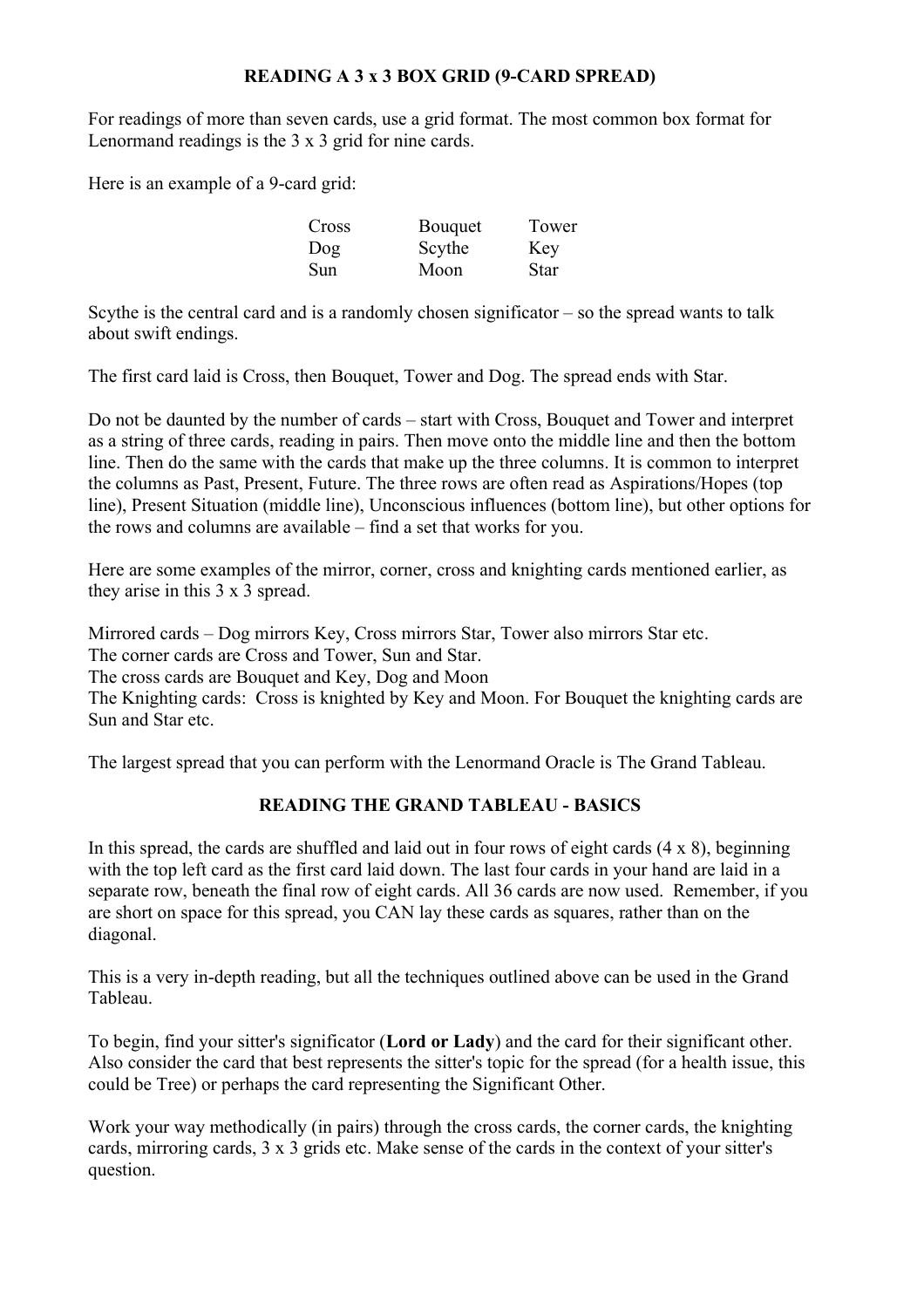## READING A 3 x 3 BOX GRID (9-CARD SPREAD)

For readings of more than seven cards, use a grid format. The most common box format for Lenormand readings is the 3 x 3 grid for nine cards.

Here is an example of a 9-card grid:

| | | |
|---|---|---|
| Cross | Bouquet | Tower |
| Dog | Scythe | Key |
| Sun | Moon | Star |

Scythe is the central card and is a randomly chosen significator – so the spread wants to talk about swift endings.

The first card laid is Cross, then Bouquet, Tower and Dog. The spread ends with Star.

Do not be daunted by the number of cards – start with Cross, Bouquet and Tower and interpret as a string of three cards, reading in pairs. Then move onto the middle line and then the bottom line. Then do the same with the cards that make up the three columns. It is common to interpret the columns as Past, Present, Future. The three rows are often read as Aspirations/Hopes (top line), Present Situation (middle line), Unconscious influences (bottom line), but other options for the rows and columns are available – find a set that works for you.

Here are some examples of the mirror, corner, cross and knighting cards mentioned earlier, as they arise in this 3 x 3 spread.

Mirrored cards – Dog mirrors Key, Cross mirrors Star, Tower also mirrors Star etc.
The corner cards are Cross and Tower, Sun and Star.
The cross cards are Bouquet and Key, Dog and Moon
The Knighting cards: Cross is knighted by Key and Moon. For Bouquet the knighting cards are Sun and Star etc.

The largest spread that you can perform with the Lenormand Oracle is The Grand Tableau.

## READING THE GRAND TABLEAU - BASICS

In this spread, the cards are shuffled and laid out in four rows of eight cards (4 x 8), beginning with the top left card as the first card laid down. The last four cards in your hand are laid in a separate row, beneath the final row of eight cards. All 36 cards are now used. Remember, if you are short on space for this spread, you CAN lay these cards as squares, rather than on the diagonal.

This is a very in-depth reading, but all the techniques outlined above can be used in the Grand Tableau.

To begin, find your sitter's significator (**Lord or Lady**) and the card for their significant other. Also consider the card that best represents the sitter's topic for the spread (for a health issue, this could be Tree) or perhaps the card representing the Significant Other.

Work your way methodically (in pairs) through the cross cards, the corner cards, the knighting cards, mirroring cards, 3 x 3 grids etc. Make sense of the cards in the context of your sitter's question.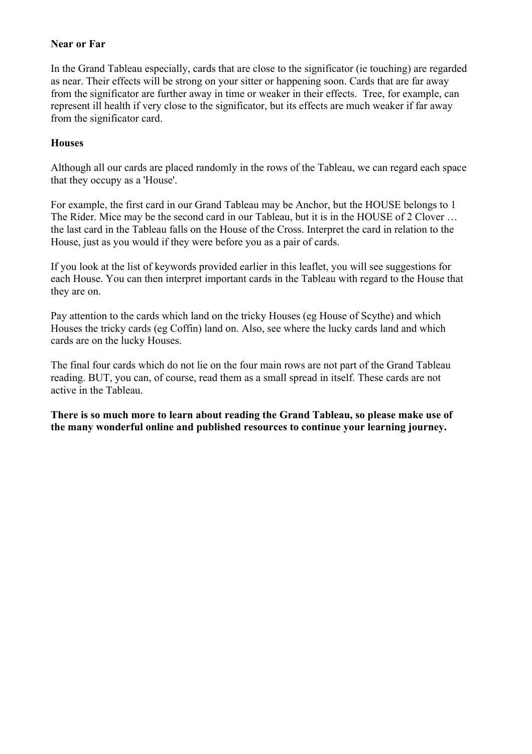**Near or Far**

In the Grand Tableau especially, cards that are close to the significator (ie touching) are regarded as near. Their effects will be strong on your sitter or happening soon. Cards that are far away from the significator are further away in time or weaker in their effects. Tree, for example, can represent ill health if very close to the significator, but its effects are much weaker if far away from the significator card.

**Houses**

Although all our cards are placed randomly in the rows of the Tableau, we can regard each space that they occupy as a 'House'.

For example, the first card in our Grand Tableau may be Anchor, but the HOUSE belongs to 1 The Rider. Mice may be the second card in our Tableau, but it is in the HOUSE of 2 Clover … the last card in the Tableau falls on the House of the Cross. Interpret the card in relation to the House, just as you would if they were before you as a pair of cards.

If you look at the list of keywords provided earlier in this leaflet, you will see suggestions for each House. You can then interpret important cards in the Tableau with regard to the House that they are on.

Pay attention to the cards which land on the tricky Houses (eg House of Scythe) and which Houses the tricky cards (eg Coffin) land on. Also, see where the lucky cards land and which cards are on the lucky Houses.

The final four cards which do not lie on the four main rows are not part of the Grand Tableau reading. BUT, you can, of course, read them as a small spread in itself. These cards are not active in the Tableau.

**There is so much more to learn about reading the Grand Tableau, so please make use of the many wonderful online and published resources to continue your learning journey.**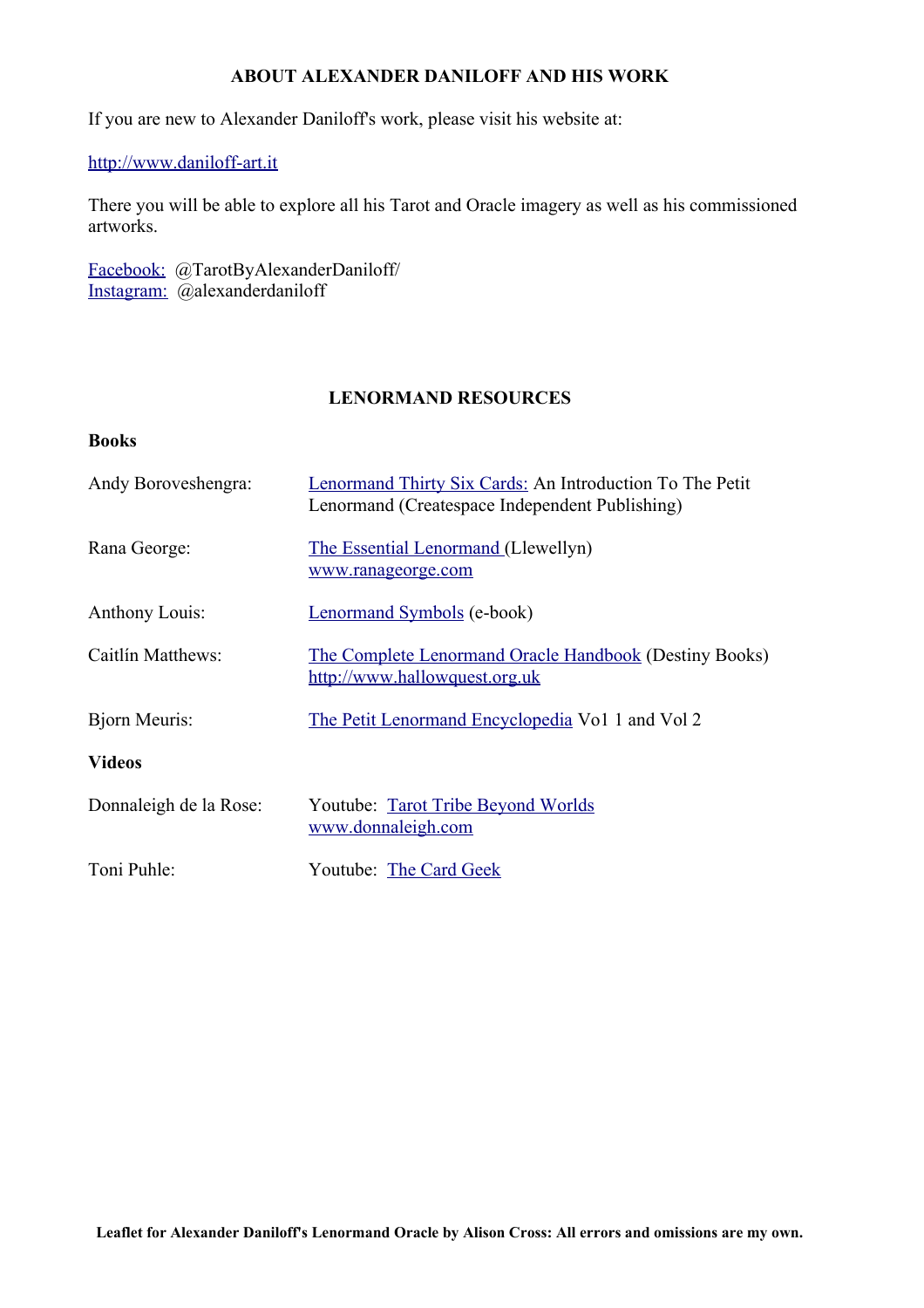## ABOUT ALEXANDER DANILOFF AND HIS WORK

If you are new to Alexander Daniloff's work, please visit his website at:

http://www.daniloff-art.it

There you will be able to explore all his Tarot and Oracle imagery as well as his commissioned artworks.

Facebook: @TarotByAlexanderDaniloff/
Instagram: @alexanderdaniloff

## LENORMAND RESOURCES

**Books**

| | |
|---|---|
| Andy Boroveshengra: | Lenormand Thirty Six Cards: An Introduction To The Petit Lenormand (Createspace Independent Publishing) |
| Rana George: | The Essential Lenormand (Llewellyn) www.ranageorge.com |
| Anthony Louis: | Lenormand Symbols (e-book) |
| Caitlín Matthews: | The Complete Lenormand Oracle Handbook (Destiny Books) http://www.hallowquest.org.uk |
| Bjorn Meuris: | The Petit Lenormand Encyclopedia Vo1 1 and Vol 2 |

**Videos**

| | |
|---|---|
| Donnaleigh de la Rose: | Youtube: Tarot Tribe Beyond Worlds www.donnaleigh.com |
| Toni Puhle: | Youtube: The Card Geek |

**Leaflet for Alexander Daniloff's Lenormand Oracle by Alison Cross: All errors and omissions are my own.**